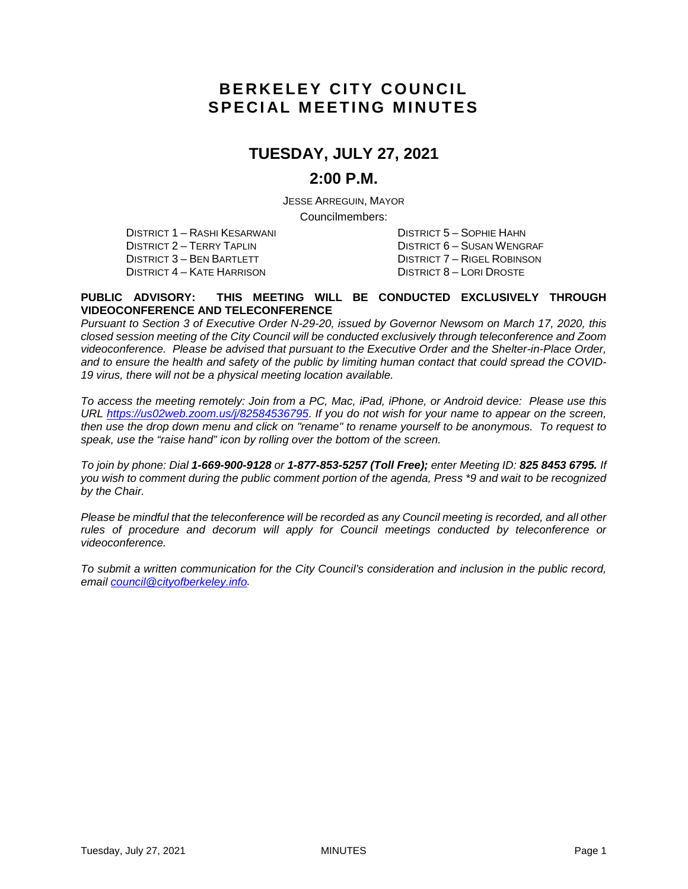# BERKELEY CITY COUNCIL SPECIAL MEETING MINUTES

## TUESDAY, JULY 27, 2021

## 2:00 P.M.

JESSE ARREGUIN, MAYOR

Councilmembers:

DISTRICT 1 – RASHI KESARWANI
DISTRICT 2 – TERRY TAPLIN
DISTRICT 3 – BEN BARTLETT
DISTRICT 4 – KATE HARRISON
DISTRICT 5 – SOPHIE HAHN
DISTRICT 6 – SUSAN WENGRAF
DISTRICT 7 – RIGEL ROBINSON
DISTRICT 8 – LORI DROSTE

**PUBLIC ADVISORY: THIS MEETING WILL BE CONDUCTED EXCLUSIVELY THROUGH VIDEOCONFERENCE AND TELECONFERENCE**

*Pursuant to Section 3 of Executive Order N-29-20, issued by Governor Newsom on March 17, 2020, this closed session meeting of the City Council will be conducted exclusively through teleconference and Zoom videoconference. Please be advised that pursuant to the Executive Order and the Shelter-in-Place Order, and to ensure the health and safety of the public by limiting human contact that could spread the COVID-19 virus, there will not be a physical meeting location available.*

*To access the meeting remotely: Join from a PC, Mac, iPad, iPhone, or Android device: Please use this URL https://us02web.zoom.us/j/82584536795. If you do not wish for your name to appear on the screen, then use the drop down menu and click on "rename" to rename yourself to be anonymous. To request to speak, use the "raise hand" icon by rolling over the bottom of the screen.*

*To join by phone: Dial* ***1-669-900-9128*** *or* ***1-877-853-5257 (Toll Free);*** *enter Meeting ID:* ***825 8453 6795.*** *If you wish to comment during the public comment portion of the agenda, Press \*9 and wait to be recognized by the Chair.*

*Please be mindful that the teleconference will be recorded as any Council meeting is recorded, and all other rules of procedure and decorum will apply for Council meetings conducted by teleconference or videoconference.*

*To submit a written communication for the City Council's consideration and inclusion in the public record, email council@cityofberkeley.info.*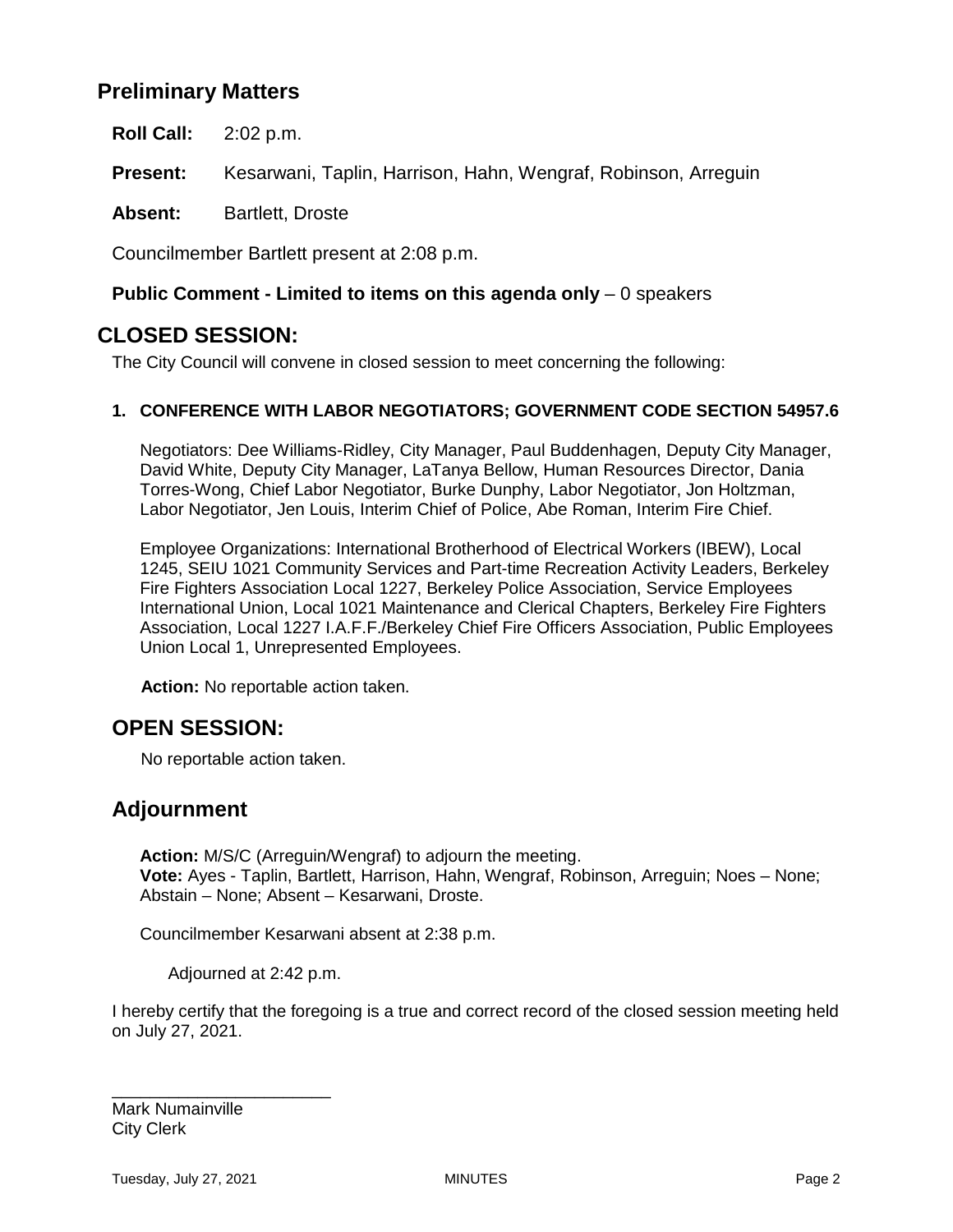## Preliminary Matters

**Roll Call:** 2:02 p.m.

**Present:** Kesarwani, Taplin, Harrison, Hahn, Wengraf, Robinson, Arreguin

**Absent:** Bartlett, Droste

Councilmember Bartlett present at 2:08 p.m.

**Public Comment - Limited to items on this agenda only** – 0 speakers

## CLOSED SESSION:

The City Council will convene in closed session to meet concerning the following:

**1. CONFERENCE WITH LABOR NEGOTIATORS; GOVERNMENT CODE SECTION 54957.6**

Negotiators: Dee Williams-Ridley, City Manager, Paul Buddenhagen, Deputy City Manager, David White, Deputy City Manager, LaTanya Bellow, Human Resources Director, Dania Torres-Wong, Chief Labor Negotiator, Burke Dunphy, Labor Negotiator, Jon Holtzman, Labor Negotiator, Jen Louis, Interim Chief of Police, Abe Roman, Interim Fire Chief.

Employee Organizations: International Brotherhood of Electrical Workers (IBEW), Local 1245, SEIU 1021 Community Services and Part-time Recreation Activity Leaders, Berkeley Fire Fighters Association Local 1227, Berkeley Police Association, Service Employees International Union, Local 1021 Maintenance and Clerical Chapters, Berkeley Fire Fighters Association, Local 1227 I.A.F.F./Berkeley Chief Fire Officers Association, Public Employees Union Local 1, Unrepresented Employees.

**Action:** No reportable action taken.

## OPEN SESSION:

No reportable action taken.

## Adjournment

**Action:** M/S/C (Arreguin/Wengraf) to adjourn the meeting.
**Vote:** Ayes - Taplin, Bartlett, Harrison, Hahn, Wengraf, Robinson, Arreguin; Noes – None; Abstain – None; Absent – Kesarwani, Droste.

Councilmember Kesarwani absent at 2:38 p.m.

Adjourned at 2:42 p.m.

I hereby certify that the foregoing is a true and correct record of the closed session meeting held on July 27, 2021.

_______________________
Mark Numainville
City Clerk